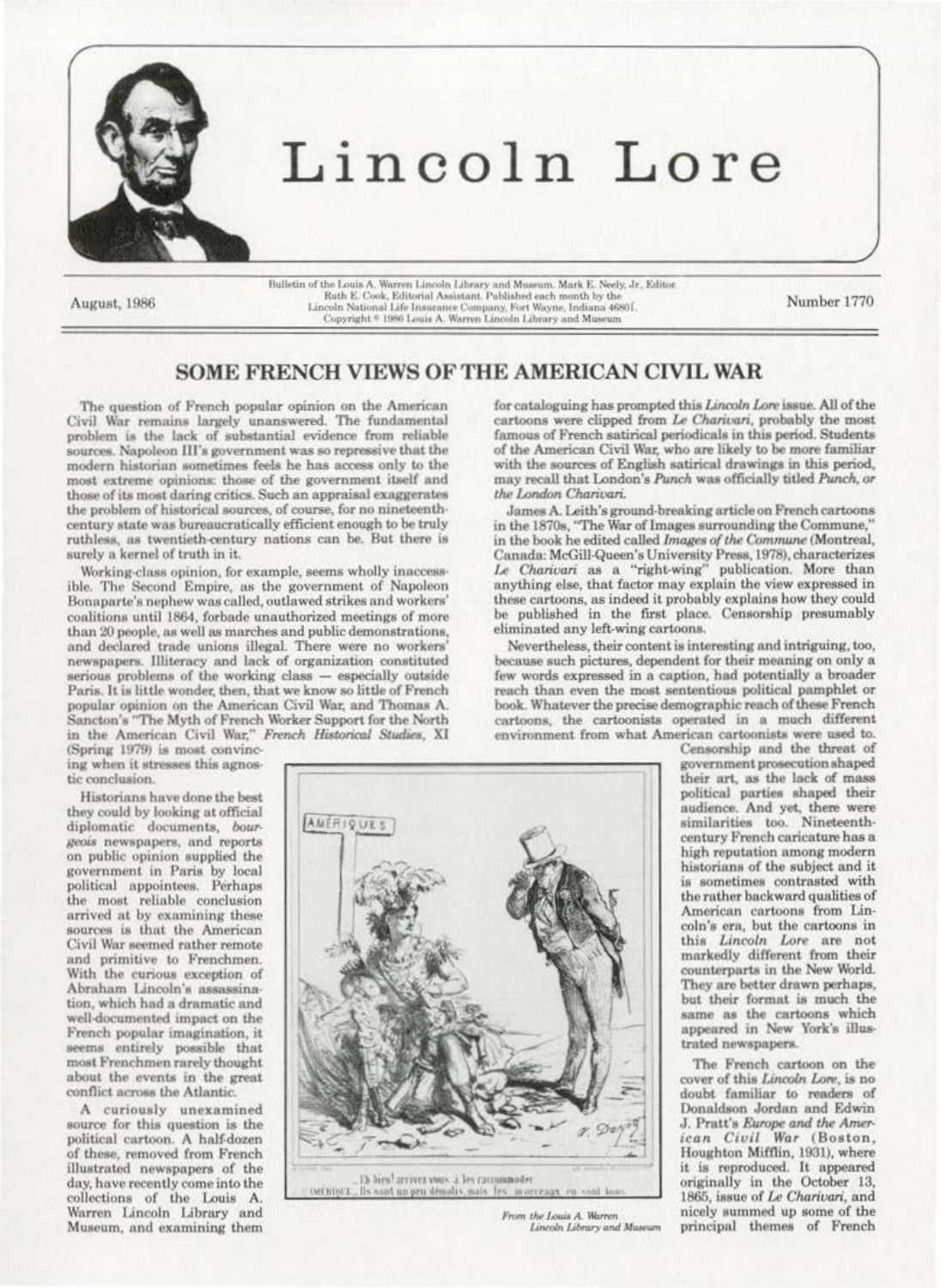# Lincoln Lore

August, 1986

Bulletin of the Louis A. Warren Lincoln Library and Museum. Mark E. Neely, Jr., Editor. Ruth E. Cook, Editorial Assistant. Published each month by the Lincoln National Life Insurance Company, Fort Wayne, Indiana 46801. Copyright © 1986 Louis A. Warren Lincoln Library and Museum

Number 1770

## SOME FRENCH VIEWS OF THE AMERICAN CIVIL WAR

The question of French popular opinion on the American Civil War remains largely unanswered. The fundamental problem is the lack of substantial evidence from reliable sources. Napoleon III's government was so repressive that the modern historian sometimes feels he has access only to the most extreme opinions: those of the government itself and those of its most daring critics. Such an appraisal exaggerates the problem of historical sources, of course, for no nineteenth-century state was bureaucratically efficient enough to be truly ruthless, as twentieth-century nations can be. But there is surely a kernel of truth in it.

Working-class opinion, for example, seems wholly inaccessible. The Second Empire, as the government of Napoleon Bonaparte's nephew was called, outlawed strikes and workers' coalitions until 1864, forbade unauthorized meetings of more than 20 people, as well as marches and public demonstrations, and declared trade unions illegal. There were no workers' newspapers. Illiteracy and lack of organization constituted serious problems of the working class — especially outside Paris. It is little wonder, then, that we know so little of French popular opinion on the American Civil War, and Thomas A. Sancton's "The Myth of French Worker Support for the North in the American Civil War," *French Historical Studies*, XI (Spring 1979) is most convincing when it stresses this agnostic conclusion.

Historians have done the best they could by looking at official diplomatic documents, *bourgeois* newspapers, and reports on public opinion supplied the government in Paris by local political appointees. Perhaps the most reliable conclusion arrived at by examining these sources is that the American Civil War seemed rather remote and primitive to Frenchmen. With the curious exception of Abraham Lincoln's assassination, which had a dramatic and well-documented impact on the French popular imagination, it seems entirely possible that most Frenchmen rarely thought about the events in the great conflict across the Atlantic.

A curiously unexamined source for this question is the political cartoon. A half-dozen of these, removed from French illustrated newspapers of the day, have recently come into the collections of the Louis A. Warren Lincoln Library and Museum, and examining them for cataloguing has prompted this *Lincoln Lore* issue. All of the cartoons were clipped from *Le Charivari*, probably the most famous of French satirical periodicals in this period. Students of the American Civil War, who are likely to be more familiar with the sources of English satirical drawings in this period, may recall that London's *Punch* was officially titled *Punch, or the London Charivari.*

James A. Leith's ground-breaking article on French cartoons in the 1870s, "The War of Images surrounding the Commune," in the book he edited called *Images of the Commune* (Montreal, Canada: McGill-Queen's University Press, 1978), characterizes *Le Charivari* as a "right-wing" publication. More than anything else, that factor may explain the view expressed in these cartoons, as indeed it probably explains how they could be published in the first place. Censorship presumably eliminated any left-wing cartoons.

Nevertheless, their content is interesting and intriguing, too, because such pictures, dependent for their meaning on only a few words expressed in a caption, had potentially a broader reach than even the most sententious political pamphlet or book. Whatever the precise demographic reach of these French cartoons, the cartoonists operated in a much different environment from what American cartoonists were used to. Censorship and the threat of government prosecution shaped their art, as the lack of mass political parties shaped their audience. And yet, there were similarities too. Nineteenth-century French caricature has a high reputation among modern historians of the subject and it is sometimes contrasted with the rather backward qualities of American cartoons from Lincoln's era, but the cartoons in this *Lincoln Lore* are not markedly different from their counterparts in the New World. They are better drawn perhaps, but their format is much the same as the cartoons which appeared in New York's illustrated newspapers.

AMÉRIQUES

— Eh bien! arrivez vous à les raccommoder
L'AMÉRIQUE. — Ils sont un peu démolis, mais les morceaux en sont bons.

*From the Louis A. Warren Lincoln Library and Museum*

The French cartoon on the cover of this *Lincoln Lore*, is no doubt familiar to readers of Donaldson Jordan and Edwin J. Pratt's *Europe and the American Civil War* (Boston, Houghton Mifflin, 1931), where it is reproduced. It appeared originally in the October 13, 1865, issue of *Le Charivari*, and nicely summed up some of the principal themes of French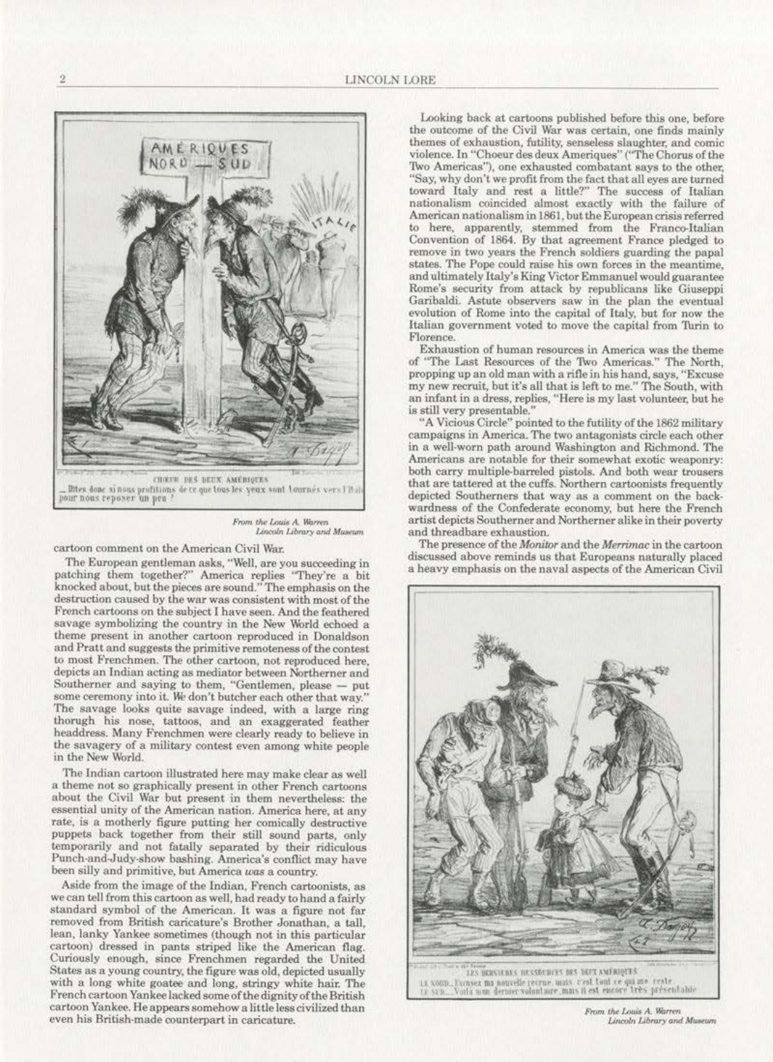CHŒUR DES DEUX AMÉRIQUES

— Dites donc si nous profitions de ce que tous les yeux sont tournés vers l'Italie pour nous reposer un peu ?

*From the Louis A. Warren Lincoln Library and Museum*

cartoon comment on the American Civil War.

The European gentleman asks, "Well, are you succeeding in patching them together?" America replies "They're a bit knocked about, but the pieces are sound." The emphasis on the destruction caused by the war was consistent with most of the French cartoons on the subject I have seen. And the feathered savage symbolizing the country in the New World echoed a theme present in another cartoon reproduced in Donaldson and Pratt and suggests the primitive remoteness of the contest to most Frenchmen. The other cartoon, not reproduced here, depicts an Indian acting as mediator between Northerner and Southerner and saying to them, "Gentlemen, please — put some ceremony into it. *We* don't butcher each other that way." The savage looks quite savage indeed, with a large ring thorugh his nose, tattoos, and an exaggerated feather headdress. Many Frenchmen were clearly ready to believe in the savagery of a military contest even among white people in the New World.

The Indian cartoon illustrated here may make clear as well a theme not so graphically present in other French cartoons about the Civil War but present in them nevertheless: the essential unity of the American nation. America here, at any rate, is a motherly figure putting her comically destructive puppets back together from their still sound parts, only temporarily and not fatally separated by their ridiculous Punch-and-Judy-show bashing. America's conflict may have been silly and primitive, but America *was* a country.

Aside from the image of the Indian, French cartoonists, as we can tell from this cartoon as well, had ready to hand a fairly standard symbol of the American. It was a figure not far removed from British caricature's Brother Jonathan, a tall, lean, lanky Yankee sometimes (though not in this particular cartoon) dressed in pants striped like the American flag. Curiously enough, since Frenchmen regarded the United States as a young country, the figure was old, depicted usually with a long white goatee and long, stringy white hair. The French cartoon Yankee lacked some of the dignity of the British cartoon Yankee. He appears somehow a little less civilized than even his British-made counterpart in caricature.

Looking back at cartoons published before this one, before the outcome of the Civil War was certain, one finds mainly themes of exhaustion, futility, senseless slaughter, and comic violence. In "Choeur des deux Ameriques" ("The Chorus of the Two Americas"), one exhausted combatant says to the other, "Say, why don't we profit from the fact that all eyes are turned toward Italy and rest a little?" The success of Italian nationalism coincided almost exactly with the failure of American nationalism in 1861, but the European crisis referred to here, apparently, stemmed from the Franco-Italian Convention of 1864. By that agreement France pledged to remove in two years the French soldiers guarding the papal states. The Pope could raise his own forces in the meantime, and ultimately Italy's King Victor Emmanuel would guarantee Rome's security from attack by republicans like Giuseppi Garibaldi. Astute observers saw in the plan the eventual evolution of Rome into the capital of Italy, but for now the Italian government voted to move the capital from Turin to Florence.

Exhaustion of human resources in America was the theme of "The Last Resources of the Two Americas." The North, propping up an old man with a rifle in his hand, says, "Excuse my new recruit, but it's all that is left to me." The South, with an infant in a dress, replies, "Here is my last volunteer, but he is still very presentable."

"A Vicious Circle" pointed to the futility of the 1862 military campaigns in America. The two antagonists circle each other in a well-worn path around Washington and Richmond. The Americans are notable for their somewhat exotic weaponry: both carry multiple-barreled pistols. And both wear trousers that are tattered at the cuffs. Northern cartoonists frequently depicted Southerners that way as a comment on the backwardness of the Confederate economy, but here the French artist depicts Southerner and Northerner alike in their poverty and threadbare exhaustion.

The presence of the *Monitor* and the *Merrimac* in the cartoon discussed above reminds us that Europeans naturally placed a heavy emphasis on the naval aspects of the American Civil

LES DERNIÈRES RESSOURCES DES DEUX AMÉRIQUES

LE NORD. — Excusez ma nouvelle recrue, mais c'est tout ce qui me reste.

LE SUD. — Voilà mon dernier volontaire, mais il est encore très présentable.

*From the Louis A. Warren Lincoln Library and Museum*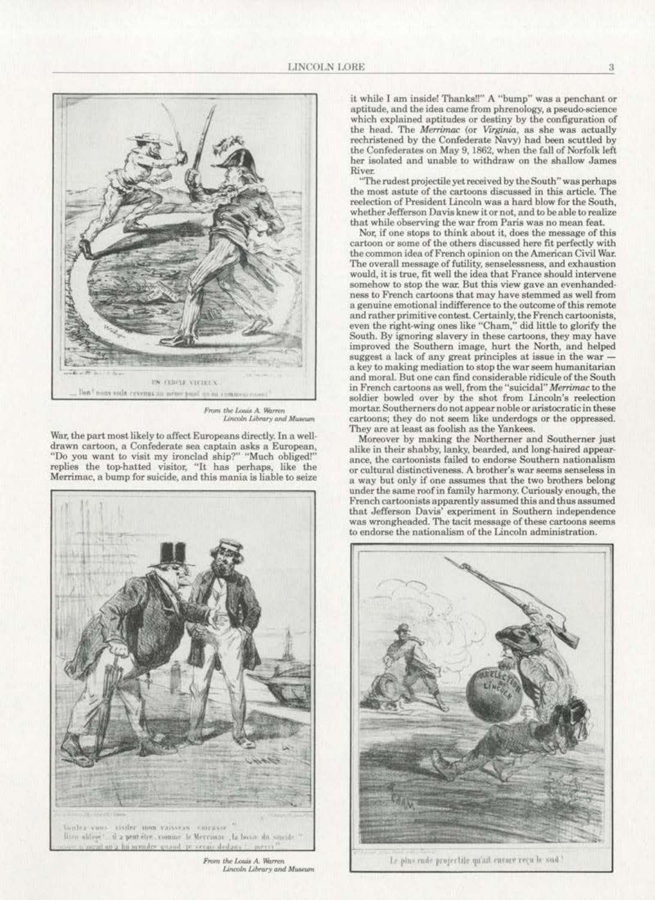UN CERCLE VICIEUX.

— Bon! nous voila revenus au même point qu'au commencement!

*From the Louis A. Warren Lincoln Library and Museum*

War, the part most likely to affect Europeans directly. In a well-drawn cartoon, a Confederate sea captain asks a European, "Do you want to visit my ironclad ship?" "Much obliged!" replies the top-hatted visitor, "It has perhaps, like the Merrimac, a bump for suicide, and this mania is liable to seize it while I am inside! Thanks!!" A "bump" was a penchant or aptitude, and the idea came from phrenology, a pseudo-science which explained aptitudes or destiny by the configuration of the head. The *Merrimac* (or *Virginia*, as she was actually rechristened by the Confederate Navy) had been scuttled by the Confederates on May 9, 1862, when the fall of Norfolk left her isolated and unable to withdraw on the shallow James River.

Voulez-vous visiter mon vaisseau cuirassé?

Bien obligé! il a peut-être, comme le Merrimac, la bosse du suicide et cette manie pourrait lui prendre quand je serais dedans!... merci!!

*From the Louis A. Warren Lincoln Library and Museum*

"The rudest projectile yet received by the South" was perhaps the most astute of the cartoons discussed in this article. The reelection of President Lincoln was a hard blow for the South, whether Jefferson Davis knew it or not, and to be able to realize that while observing the war from Paris was no mean feat.

Nor, if one stops to think about it, does the message of this cartoon or some of the others discussed here fit perfectly with the common idea of French opinion on the American Civil War. The overall message of futility, senselessness, and exhaustion would, it is true, fit well the idea that France should intervene somehow to stop the war. But this view gave an evenhandedness to French cartoons that may have stemmed as well from a genuine emotional indifference to the outcome of this remote and rather primitive contest. Certainly, the French cartoonists, even the right-wing ones like "Cham," did little to glorify the South. By ignoring slavery in these cartoons, they may have improved the Southern image, hurt the North, and helped suggest a lack of any great principles at issue in the war — a key to making mediation to stop the war seem humanitarian and moral. But one can find considerable ridicule of the South in French cartoons as well, from the "suicidal" *Merrimac* to the soldier bowled over by the shot from Lincoln's reelection mortar. Southerners do not appear noble or aristocratic in these cartoons; they do not seem like underdogs or the oppressed. They are at least as foolish as the Yankees.

Moreover by making the Northerner and Southerner just alike in their shabby, lanky, bearded, and long-haired appearance, the cartoonists failed to endorse Southern nationalism or cultural distinctiveness. A brother's war seems senseless in a way but only if one assumes that the two brothers belong under the same roof in family harmony. Curiously enough, the French cartoonists apparently assumed this and thus assumed that Jefferson Davis' experiment in Southern independence was wrongheaded. The tacit message of these cartoons seems to endorse the nationalism of the Lincoln administration.

Le plus rude projectile qu'ait encore reçu le sud!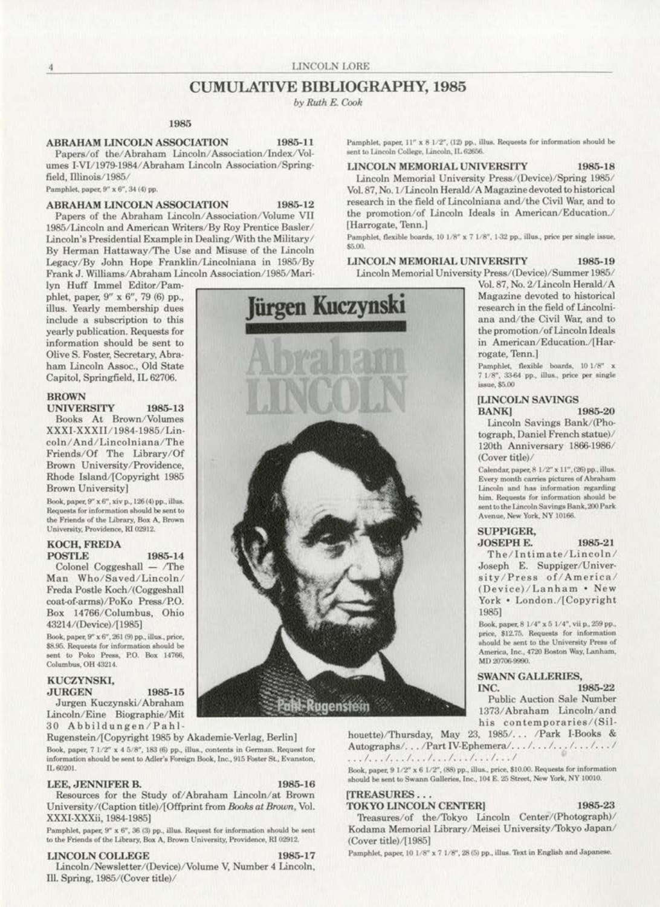# CUMULATIVE BIBLIOGRAPHY, 1985

*by Ruth E. Cook*

## 1985

**ABRAHAM LINCOLN ASSOCIATION** **1985-11**

Papers of the/Abraham Lincoln/Association/Index/Volumes I-VI/1979-1984/Abraham Lincoln Association/Springfield, Illinois/1985/

Pamphlet, paper, 9" x 6", 34 (4) pp.

**ABRAHAM LINCOLN ASSOCIATION** **1985-12**

Papers of the Abraham Lincoln/Association/Volume VII 1985/Lincoln and American Writers/By Roy Prentice Basler/Lincoln's Presidential Example in Dealing/With the Military/By Herman Hattaway/The Use and Misuse of the Lincoln Legacy/By John Hope Franklin/Lincolniana in 1985/By Frank J. Williams/Abraham Lincoln Association/1985/Marilyn Huff Immel Editor/Pamphlet, paper, 9" x 6", 79 (6) pp., illus. Yearly membership dues include a subscription to this yearly publication. Requests for information should be sent to Olive S. Foster, Secretary, Abraham Lincoln Assoc., Old State Capitol, Springfield, IL 62706.

**BROWN UNIVERSITY** **1985-13**

Books At Brown/Volumes XXXI-XXXII/1984-1985/Lincoln/And/Lincolniana/The Friends/Of The Library/Of Brown University/Providence, Rhode Island/[Copyright 1985 Brown University]

Book, paper, 9" x 6", xiv p., 126 (4) pp., illus. Requests for information should be sent to the Friends of the Library, Box A, Brown University, Providence, RI 02912.

**KOCH, FREDA POSTLE** **1985-14**

Colonel Coggeshall — /The Man Who/Saved/Lincoln/Freda Postle Koch/(Coggeshall coat-of-arms)/PoKo Press/P.O. Box 14766/Columbus, Ohio 43214/(Device)/[1985]

Book, paper, 9" x 6", 261 (9) pp., illus., price, $8.95. Requests for information should be sent to Poko Press, P.O. Box 14766, Columbus, OH 43214.

**KUCZYNSKI, JURGEN** **1985-15**

Jurgen Kuczynski/Abraham Lincoln/Eine Biographie/Mit 30 Abbildungen/Pahl-Rugenstein/[Copyright 1985 by Akademie-Verlag, Berlin]

Book, paper, 7 1/2" x 4 5/8", 183 (6) pp., illus., contents in German. Request for information should be sent to Adler's Foreign Book, Inc., 915 Foster St., Evanston, IL 60201.

**LEE, JENNIFER B.** **1985-16**

Resources for the Study of/Abraham Lincoln/at Brown University/(Caption title)/[Offprint from *Books at Brown*, Vol. XXXI-XXXii, 1984-1985]

Pamphlet, paper, 9" x 6", 36 (3) pp., illus. Request for information should be sent to the Friends of the Library, Box A, Brown University, Providence, RI 02912.

**LINCOLN COLLEGE** **1985-17**

Lincoln/Newsletter/(Device)/Volume V, Number 4 Lincoln, Ill. Spring, 1985/(Cover title)/

Pamphlet, paper, 11" x 8 1/2", (12) pp., illus. Requests for information should be sent to Lincoln College, Lincoln, IL 62656.

**LINCOLN MEMORIAL UNIVERSITY** **1985-18**

Lincoln Memorial University Press/(Device)/Spring 1985/Vol. 87, No. 1/Lincoln Herald/A Magazine devoted to historical research in the field of Lincolniana and/the Civil War, and to the promotion/of Lincoln Ideals in American/Education./[Harrogate, Tenn.]

Pamphlet, flexible boards, 10 1/8" x 7 1/8", 1-32 pp., illus., price per single issue, $5.00.

**LINCOLN MEMORIAL UNIVERSITY** **1985-19**

Lincoln Memorial University Press/(Device)/Summer 1985/Vol. 87, No. 2/Lincoln Herald/A Magazine devoted to historical research in the field of Lincolniana and/the Civil War, and to the promotion/of Lincoln Ideals in American/Education./[Harrogate, Tenn.]

Pamphlet, flexible boards, 10 1/8" x 7 1/8", 33-64 pp., illus., price per single issue, $5.00

**[LINCOLN SAVINGS BANK]** **1985-20**

Lincoln Savings Bank/(Photograph, Daniel French statue)/120th Anniversary 1866-1986/(Cover title)/

Calendar, paper, 8 1/2" x 11", (26) pp., illus. Every month carries pictures of Abraham Lincoln and has information regarding him. Requests for information should be sent to the Lincoln Savings Bank, 200 Park Avenue, New York, NY 10166.

**SUPPIGER, JOSEPH E.** **1985-21**

The/Intimate/Lincoln/Joseph E. Suppiger/University/Press/of/America/(Device)/Lanham • New York • London./[Copyright 1985]

Book, paper, 8 1/4" x 5 1/4", vii p., 259 pp., price, $12.75. Requests for information should be sent to the University Press of America, Inc., 4720 Boston Way, Lanham, MD 20706-9990.

**SWANN GALLERIES, INC.** **1985-22**

Public Auction Sale Number 1373/Abraham Lincoln/and his contemporaries/(Silhouette)/Thursday, May 23, 1985/... /Park I-Books & Autographs/.../Part IV-Ephemera/.../.../.../.../.../.../.../.../.../.../.../.../.../...

Book, paper, 9 1/2" x 6 1/2", (88) pp., illus., price, $10.00. Requests for information should be sent to Swann Galleries, Inc., 104 E. 25 Street, New York, NY 10010.

**[TREASURES... TOKYO LINCOLN CENTER]** **1985-23**

Treasures/of the/Tokyo Lincoln Center/(Photograph)/Kodama Memorial Library/Meisei University/Tokyo Japan/(Cover title)/[1985]

Pamphlet, paper, 10 1/8" x 7 1/8", 28 (5) pp., illus. Text in English and Japanese.